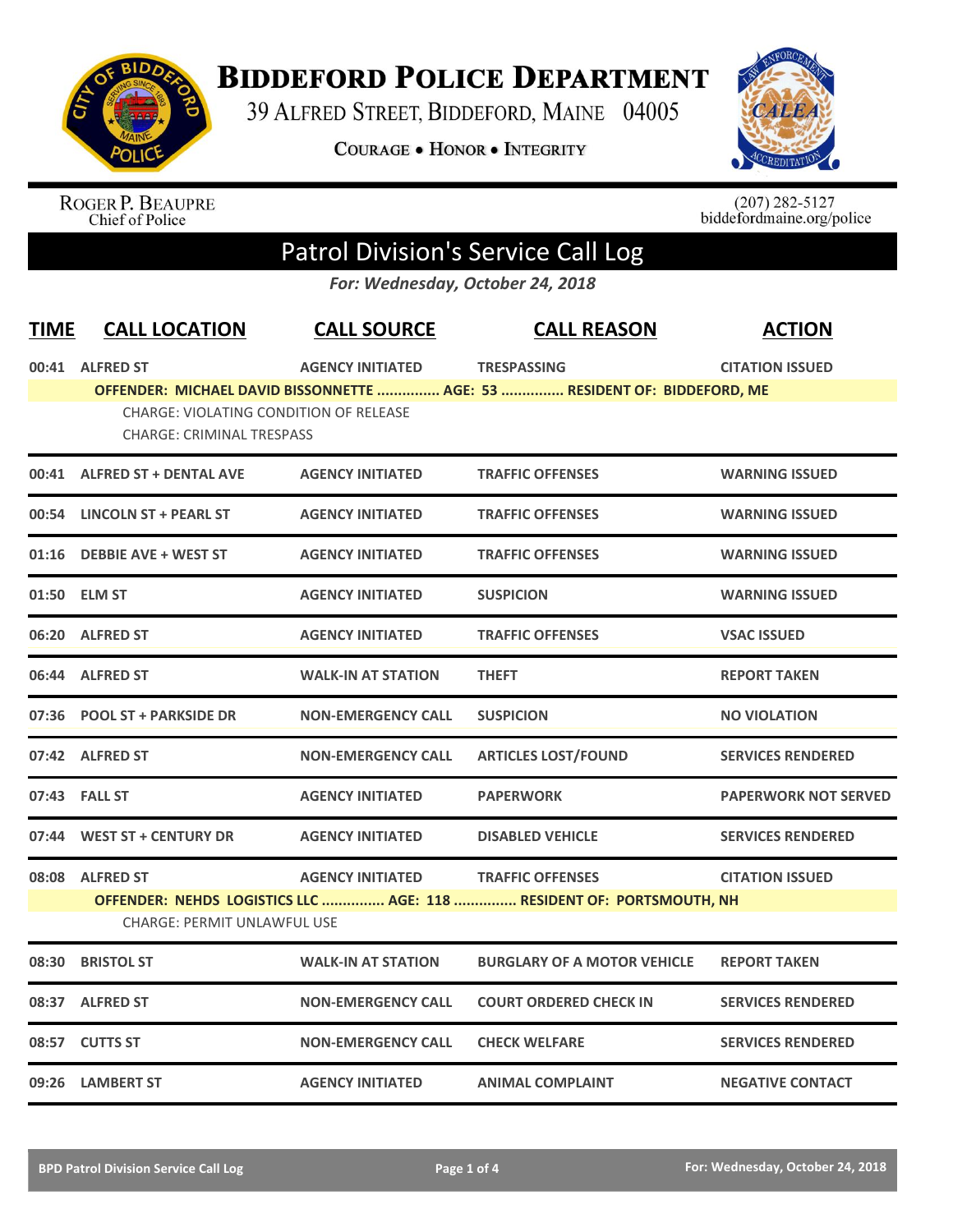# BIDDEFORD POLICE DEPARTMENT

39 ALFRED STREET, BIDDEFORD, MAINE 04005

COURAGE • HONOR • INTEGRITY

ROGER P. BEAUPRE
Chief of Police

(207) 282-5127
biddefordmaine.org/police

## Patrol Division's Service Call Log

*For: Wednesday, October 24, 2018*

| TIME | CALL LOCATION | CALL SOURCE | CALL REASON | ACTION |
|---|---|---|---|---|
| 00:41 | ALFRED ST | AGENCY INITIATED | TRESPASSING | CITATION ISSUED |
| | OFFENDER: MICHAEL DAVID BISSONNETTE ............... AGE: 53 ............... RESIDENT OF: BIDDEFORD, ME<br>CHARGE: VIOLATING CONDITION OF RELEASE<br>CHARGE: CRIMINAL TRESPASS | | | |
| 00:41 | ALFRED ST + DENTAL AVE | AGENCY INITIATED | TRAFFIC OFFENSES | WARNING ISSUED |
| 00:54 | LINCOLN ST + PEARL ST | AGENCY INITIATED | TRAFFIC OFFENSES | WARNING ISSUED |
| 01:16 | DEBBIE AVE + WEST ST | AGENCY INITIATED | TRAFFIC OFFENSES | WARNING ISSUED |
| 01:50 | ELM ST | AGENCY INITIATED | SUSPICION | WARNING ISSUED |
| 06:20 | ALFRED ST | AGENCY INITIATED | TRAFFIC OFFENSES | VSAC ISSUED |
| 06:44 | ALFRED ST | WALK-IN AT STATION | THEFT | REPORT TAKEN |
| 07:36 | POOL ST + PARKSIDE DR | NON-EMERGENCY CALL | SUSPICION | NO VIOLATION |
| 07:42 | ALFRED ST | NON-EMERGENCY CALL | ARTICLES LOST/FOUND | SERVICES RENDERED |
| 07:43 | FALL ST | AGENCY INITIATED | PAPERWORK | PAPERWORK NOT SERVED |
| 07:44 | WEST ST + CENTURY DR | AGENCY INITIATED | DISABLED VEHICLE | SERVICES RENDERED |
| 08:08 | ALFRED ST | AGENCY INITIATED | TRAFFIC OFFENSES | CITATION ISSUED |
| | OFFENDER: NEHDS LOGISTICS LLC ............... AGE: 118 ............... RESIDENT OF: PORTSMOUTH, NH<br>CHARGE: PERMIT UNLAWFUL USE | | | |
| 08:30 | BRISTOL ST | WALK-IN AT STATION | BURGLARY OF A MOTOR VEHICLE | REPORT TAKEN |
| 08:37 | ALFRED ST | NON-EMERGENCY CALL | COURT ORDERED CHECK IN | SERVICES RENDERED |
| 08:57 | CUTTS ST | NON-EMERGENCY CALL | CHECK WELFARE | SERVICES RENDERED |
| 09:26 | LAMBERT ST | AGENCY INITIATED | ANIMAL COMPLAINT | NEGATIVE CONTACT |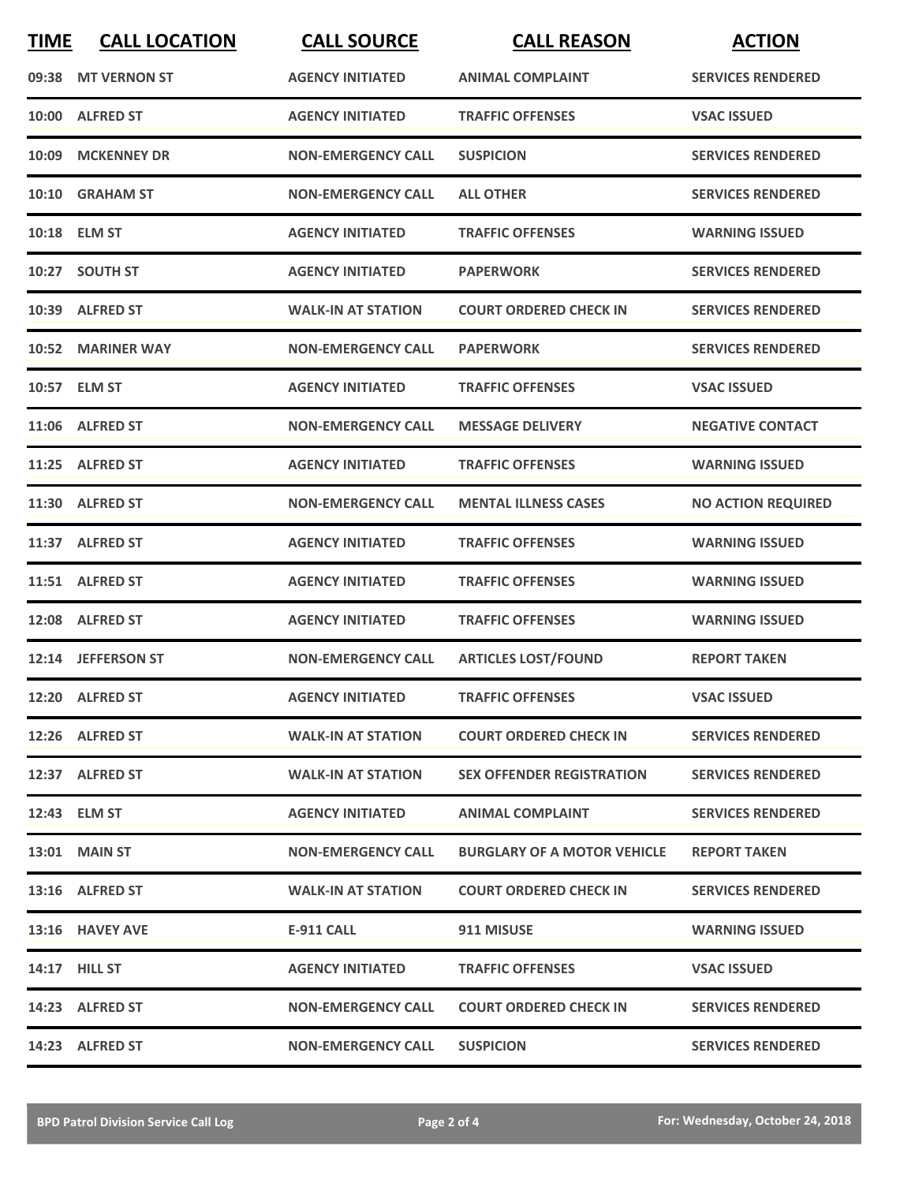| TIME | CALL LOCATION | CALL SOURCE | CALL REASON | ACTION |
|---|---|---|---|---|
| 09:38 | MT VERNON ST | AGENCY INITIATED | ANIMAL COMPLAINT | SERVICES RENDERED |
| 10:00 | ALFRED ST | AGENCY INITIATED | TRAFFIC OFFENSES | VSAC ISSUED |
| 10:09 | MCKENNEY DR | NON-EMERGENCY CALL | SUSPICION | SERVICES RENDERED |
| 10:10 | GRAHAM ST | NON-EMERGENCY CALL | ALL OTHER | SERVICES RENDERED |
| 10:18 | ELM ST | AGENCY INITIATED | TRAFFIC OFFENSES | WARNING ISSUED |
| 10:27 | SOUTH ST | AGENCY INITIATED | PAPERWORK | SERVICES RENDERED |
| 10:39 | ALFRED ST | WALK-IN AT STATION | COURT ORDERED CHECK IN | SERVICES RENDERED |
| 10:52 | MARINER WAY | NON-EMERGENCY CALL | PAPERWORK | SERVICES RENDERED |
| 10:57 | ELM ST | AGENCY INITIATED | TRAFFIC OFFENSES | VSAC ISSUED |
| 11:06 | ALFRED ST | NON-EMERGENCY CALL | MESSAGE DELIVERY | NEGATIVE CONTACT |
| 11:25 | ALFRED ST | AGENCY INITIATED | TRAFFIC OFFENSES | WARNING ISSUED |
| 11:30 | ALFRED ST | NON-EMERGENCY CALL | MENTAL ILLNESS CASES | NO ACTION REQUIRED |
| 11:37 | ALFRED ST | AGENCY INITIATED | TRAFFIC OFFENSES | WARNING ISSUED |
| 11:51 | ALFRED ST | AGENCY INITIATED | TRAFFIC OFFENSES | WARNING ISSUED |
| 12:08 | ALFRED ST | AGENCY INITIATED | TRAFFIC OFFENSES | WARNING ISSUED |
| 12:14 | JEFFERSON ST | NON-EMERGENCY CALL | ARTICLES LOST/FOUND | REPORT TAKEN |
| 12:20 | ALFRED ST | AGENCY INITIATED | TRAFFIC OFFENSES | VSAC ISSUED |
| 12:26 | ALFRED ST | WALK-IN AT STATION | COURT ORDERED CHECK IN | SERVICES RENDERED |
| 12:37 | ALFRED ST | WALK-IN AT STATION | SEX OFFENDER REGISTRATION | SERVICES RENDERED |
| 12:43 | ELM ST | AGENCY INITIATED | ANIMAL COMPLAINT | SERVICES RENDERED |
| 13:01 | MAIN ST | NON-EMERGENCY CALL | BURGLARY OF A MOTOR VEHICLE | REPORT TAKEN |
| 13:16 | ALFRED ST | WALK-IN AT STATION | COURT ORDERED CHECK IN | SERVICES RENDERED |
| 13:16 | HAVEY AVE | E-911 CALL | 911 MISUSE | WARNING ISSUED |
| 14:17 | HILL ST | AGENCY INITIATED | TRAFFIC OFFENSES | VSAC ISSUED |
| 14:23 | ALFRED ST | NON-EMERGENCY CALL | COURT ORDERED CHECK IN | SERVICES RENDERED |
| 14:23 | ALFRED ST | NON-EMERGENCY CALL | SUSPICION | SERVICES RENDERED |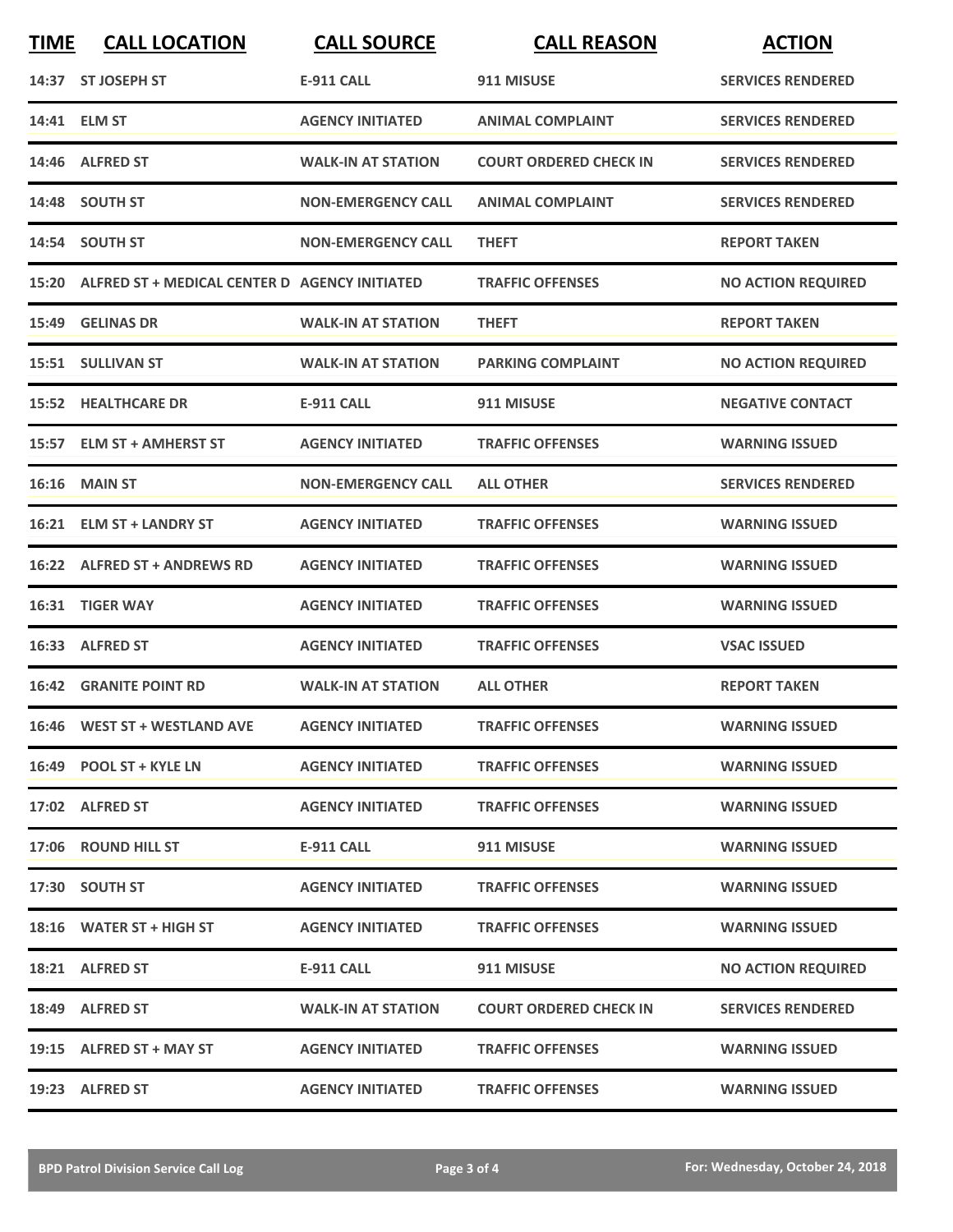| TIME | CALL LOCATION | CALL SOURCE | CALL REASON | ACTION |
|---|---|---|---|---|
| 14:37 | ST JOSEPH ST | E-911 CALL | 911 MISUSE | SERVICES RENDERED |
| 14:41 | ELM ST | AGENCY INITIATED | ANIMAL COMPLAINT | SERVICES RENDERED |
| 14:46 | ALFRED ST | WALK-IN AT STATION | COURT ORDERED CHECK IN | SERVICES RENDERED |
| 14:48 | SOUTH ST | NON-EMERGENCY CALL | ANIMAL COMPLAINT | SERVICES RENDERED |
| 14:54 | SOUTH ST | NON-EMERGENCY CALL | THEFT | REPORT TAKEN |
| 15:20 | ALFRED ST + MEDICAL CENTER D | AGENCY INITIATED | TRAFFIC OFFENSES | NO ACTION REQUIRED |
| 15:49 | GELINAS DR | WALK-IN AT STATION | THEFT | REPORT TAKEN |
| 15:51 | SULLIVAN ST | WALK-IN AT STATION | PARKING COMPLAINT | NO ACTION REQUIRED |
| 15:52 | HEALTHCARE DR | E-911 CALL | 911 MISUSE | NEGATIVE CONTACT |
| 15:57 | ELM ST + AMHERST ST | AGENCY INITIATED | TRAFFIC OFFENSES | WARNING ISSUED |
| 16:16 | MAIN ST | NON-EMERGENCY CALL | ALL OTHER | SERVICES RENDERED |
| 16:21 | ELM ST + LANDRY ST | AGENCY INITIATED | TRAFFIC OFFENSES | WARNING ISSUED |
| 16:22 | ALFRED ST + ANDREWS RD | AGENCY INITIATED | TRAFFIC OFFENSES | WARNING ISSUED |
| 16:31 | TIGER WAY | AGENCY INITIATED | TRAFFIC OFFENSES | WARNING ISSUED |
| 16:33 | ALFRED ST | AGENCY INITIATED | TRAFFIC OFFENSES | VSAC ISSUED |
| 16:42 | GRANITE POINT RD | WALK-IN AT STATION | ALL OTHER | REPORT TAKEN |
| 16:46 | WEST ST + WESTLAND AVE | AGENCY INITIATED | TRAFFIC OFFENSES | WARNING ISSUED |
| 16:49 | POOL ST + KYLE LN | AGENCY INITIATED | TRAFFIC OFFENSES | WARNING ISSUED |
| 17:02 | ALFRED ST | AGENCY INITIATED | TRAFFIC OFFENSES | WARNING ISSUED |
| 17:06 | ROUND HILL ST | E-911 CALL | 911 MISUSE | WARNING ISSUED |
| 17:30 | SOUTH ST | AGENCY INITIATED | TRAFFIC OFFENSES | WARNING ISSUED |
| 18:16 | WATER ST + HIGH ST | AGENCY INITIATED | TRAFFIC OFFENSES | WARNING ISSUED |
| 18:21 | ALFRED ST | E-911 CALL | 911 MISUSE | NO ACTION REQUIRED |
| 18:49 | ALFRED ST | WALK-IN AT STATION | COURT ORDERED CHECK IN | SERVICES RENDERED |
| 19:15 | ALFRED ST + MAY ST | AGENCY INITIATED | TRAFFIC OFFENSES | WARNING ISSUED |
| 19:23 | ALFRED ST | AGENCY INITIATED | TRAFFIC OFFENSES | WARNING ISSUED |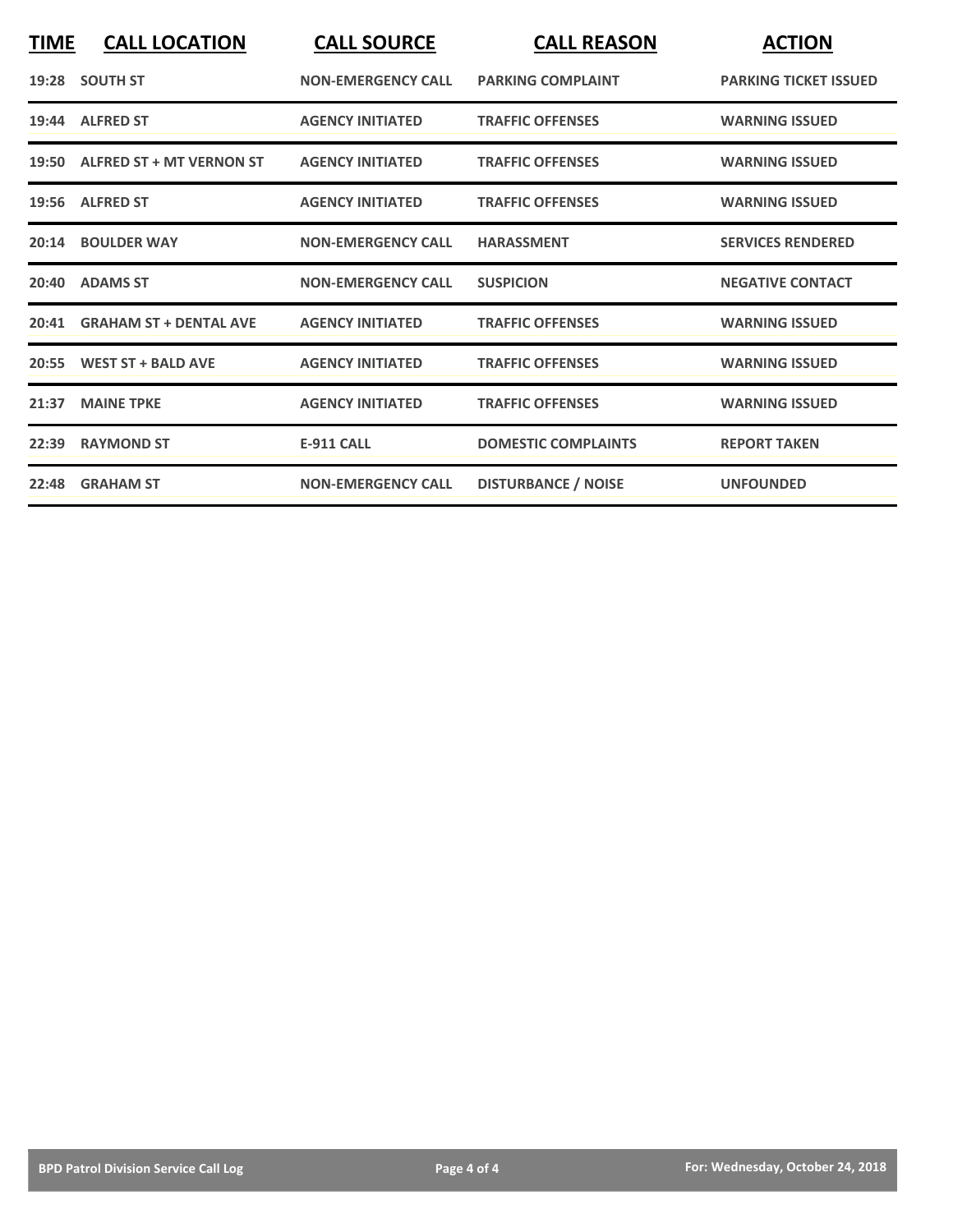| TIME | CALL LOCATION | CALL SOURCE | CALL REASON | ACTION |
|---|---|---|---|---|
| 19:28 | SOUTH ST | NON-EMERGENCY CALL | PARKING COMPLAINT | PARKING TICKET ISSUED |
| 19:44 | ALFRED ST | AGENCY INITIATED | TRAFFIC OFFENSES | WARNING ISSUED |
| 19:50 | ALFRED ST + MT VERNON ST | AGENCY INITIATED | TRAFFIC OFFENSES | WARNING ISSUED |
| 19:56 | ALFRED ST | AGENCY INITIATED | TRAFFIC OFFENSES | WARNING ISSUED |
| 20:14 | BOULDER WAY | NON-EMERGENCY CALL | HARASSMENT | SERVICES RENDERED |
| 20:40 | ADAMS ST | NON-EMERGENCY CALL | SUSPICION | NEGATIVE CONTACT |
| 20:41 | GRAHAM ST + DENTAL AVE | AGENCY INITIATED | TRAFFIC OFFENSES | WARNING ISSUED |
| 20:55 | WEST ST + BALD AVE | AGENCY INITIATED | TRAFFIC OFFENSES | WARNING ISSUED |
| 21:37 | MAINE TPKE | AGENCY INITIATED | TRAFFIC OFFENSES | WARNING ISSUED |
| 22:39 | RAYMOND ST | E-911 CALL | DOMESTIC COMPLAINTS | REPORT TAKEN |
| 22:48 | GRAHAM ST | NON-EMERGENCY CALL | DISTURBANCE / NOISE | UNFOUNDED |